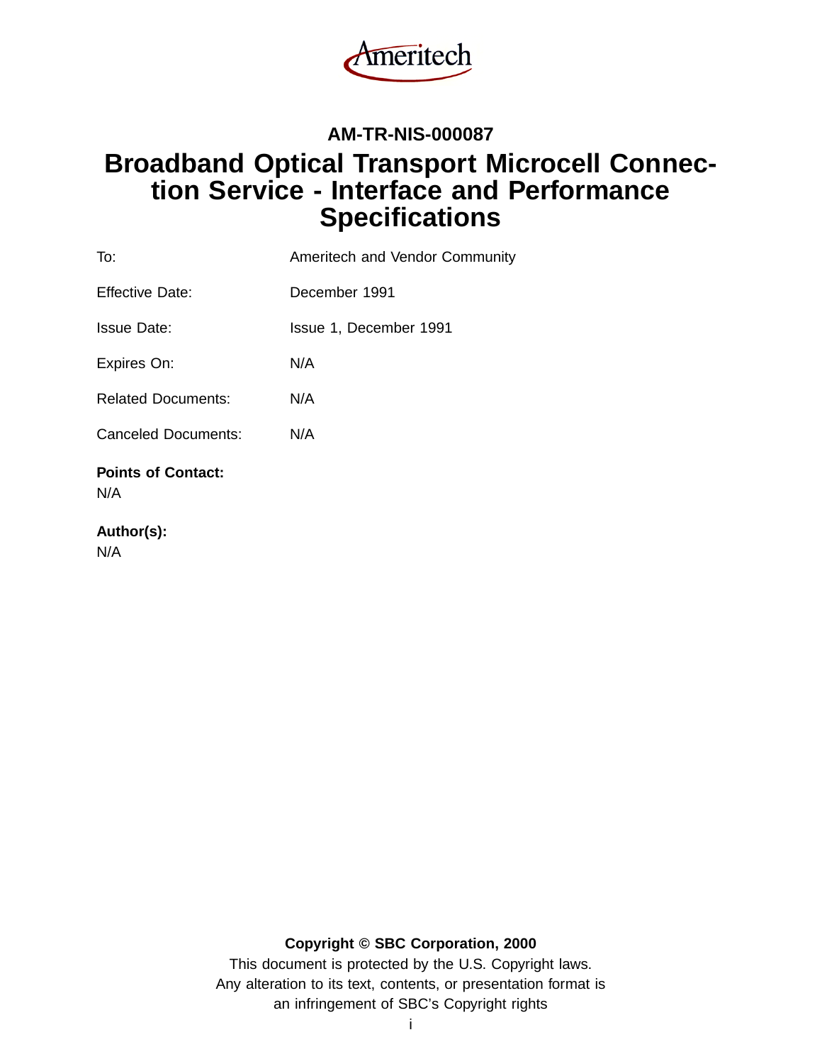Ameritech

**AM-TR-NIS-000087**

# Broadband Optical Transport Microcell Connection Service - Interface and Performance Specifications

| | |
|---|---|
| To: | Ameritech and Vendor Community |
| Effective Date: | December 1991 |
| Issue Date: | Issue 1, December 1991 |
| Expires On: | N/A |
| Related Documents: | N/A |
| Canceled Documents: | N/A |

**Points of Contact:**
N/A

**Author(s):**
N/A

**Copyright © SBC Corporation, 2000**
This document is protected by the U.S. Copyright laws.
Any alteration to its text, contents, or presentation format is
an infringement of SBC's Copyright rights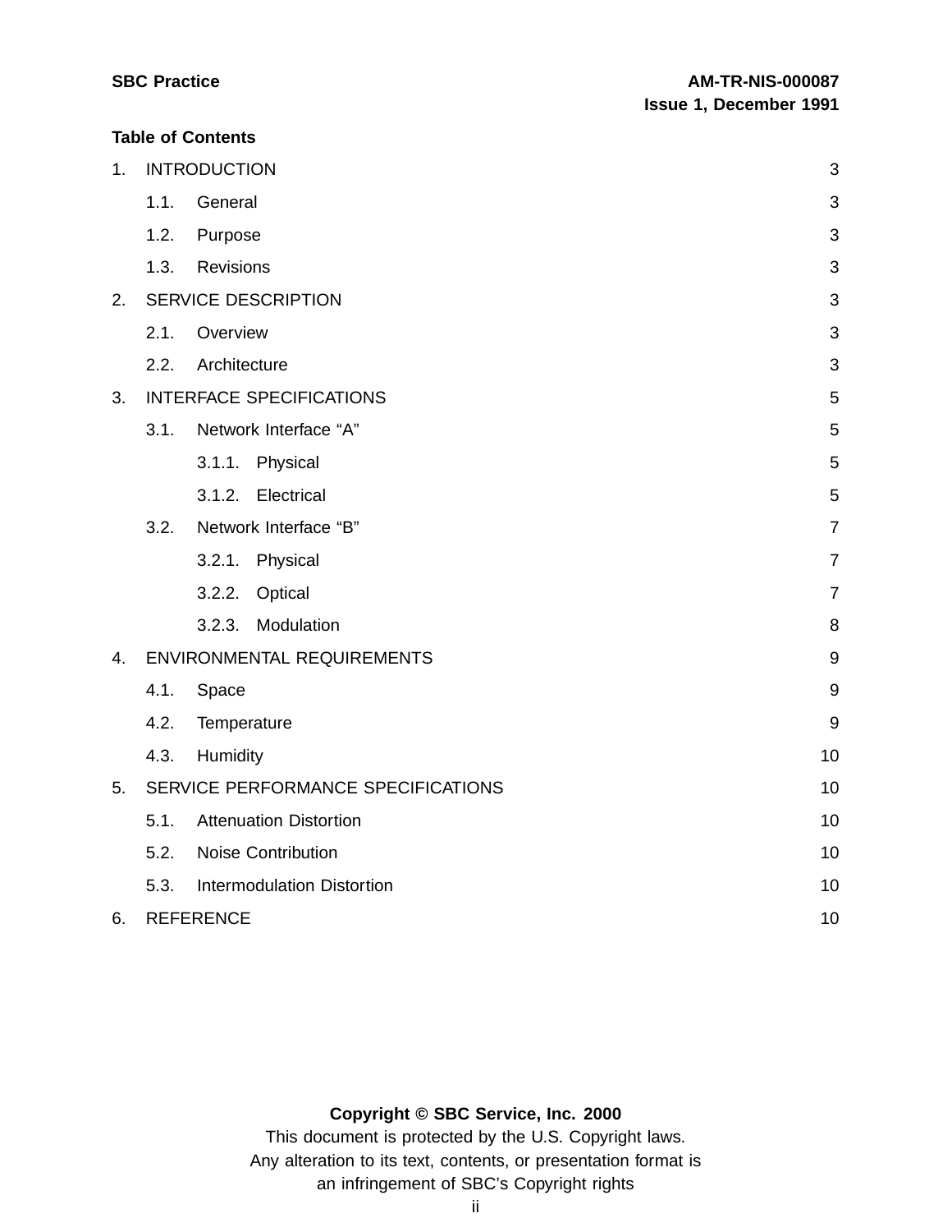**Table of Contents**

1. INTRODUCTION 3
    - 1.1. General 3
    - 1.2. Purpose 3
    - 1.3. Revisions 3
2. SERVICE DESCRIPTION 3
    - 2.1. Overview 3
    - 2.2. Architecture 3
3. INTERFACE SPECIFICATIONS 5
    - 3.1. Network Interface “A” 5
        - 3.1.1. Physical 5
        - 3.1.2. Electrical 5
    - 3.2. Network Interface “B” 7
        - 3.2.1. Physical 7
        - 3.2.2. Optical 7
        - 3.2.3. Modulation 8
4. ENVIRONMENTAL REQUIREMENTS 9
    - 4.1. Space 9
    - 4.2. Temperature 9
    - 4.3. Humidity 10
5. SERVICE PERFORMANCE SPECIFICATIONS 10
    - 5.1. Attenuation Distortion 10
    - 5.2. Noise Contribution 10
    - 5.3. Intermodulation Distortion 10
6. REFERENCE 10

**Copyright © SBC Service, Inc. 2000**

This document is protected by the U.S. Copyright laws.
Any alteration to its text, contents, or presentation format is
an infringement of SBC’s Copyright rights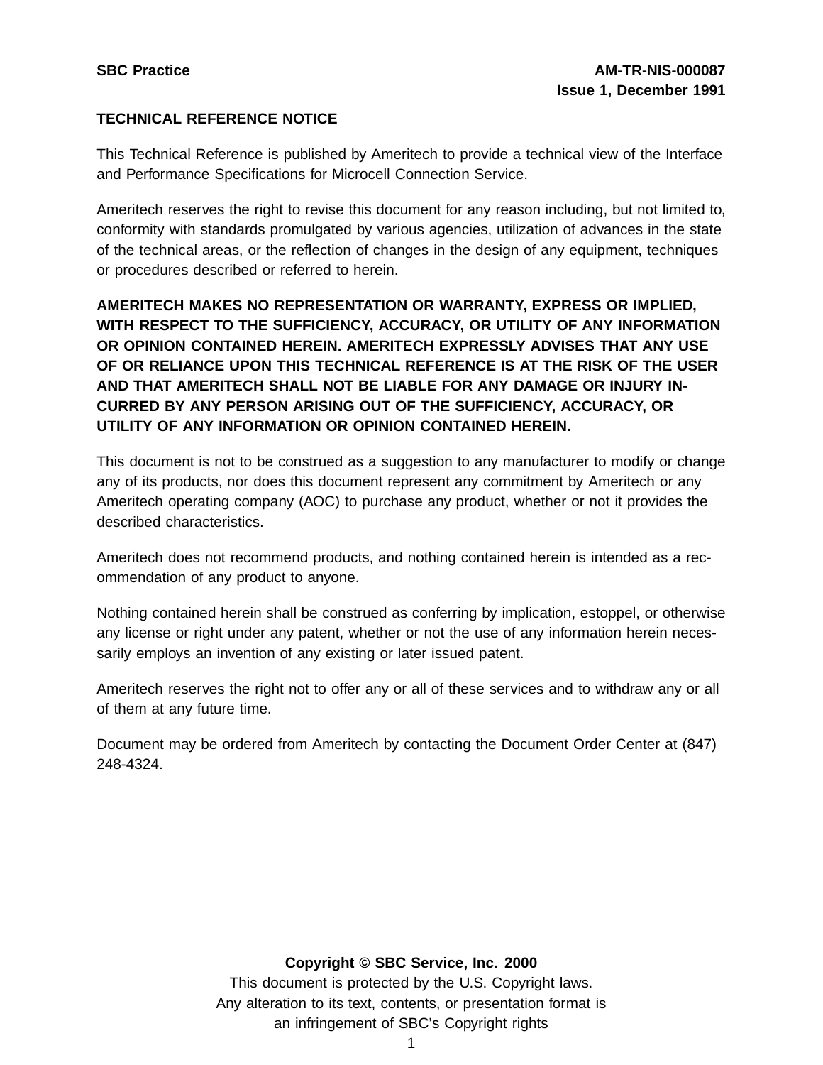**TECHNICAL REFERENCE NOTICE**

This Technical Reference is published by Ameritech to provide a technical view of the Interface and Performance Specifications for Microcell Connection Service.

Ameritech reserves the right to revise this document for any reason including, but not limited to, conformity with standards promulgated by various agencies, utilization of advances in the state of the technical areas, or the reflection of changes in the design of any equipment, techniques or procedures described or referred to herein.

**AMERITECH MAKES NO REPRESENTATION OR WARRANTY, EXPRESS OR IMPLIED, WITH RESPECT TO THE SUFFICIENCY, ACCURACY, OR UTILITY OF ANY INFORMATION OR OPINION CONTAINED HEREIN. AMERITECH EXPRESSLY ADVISES THAT ANY USE OF OR RELIANCE UPON THIS TECHNICAL REFERENCE IS AT THE RISK OF THE USER AND THAT AMERITECH SHALL NOT BE LIABLE FOR ANY DAMAGE OR INJURY INCURRED BY ANY PERSON ARISING OUT OF THE SUFFICIENCY, ACCURACY, OR UTILITY OF ANY INFORMATION OR OPINION CONTAINED HEREIN.**

This document is not to be construed as a suggestion to any manufacturer to modify or change any of its products, nor does this document represent any commitment by Ameritech or any Ameritech operating company (AOC) to purchase any product, whether or not it provides the described characteristics.

Ameritech does not recommend products, and nothing contained herein is intended as a recommendation of any product to anyone.

Nothing contained herein shall be construed as conferring by implication, estoppel, or otherwise any license or right under any patent, whether or not the use of any information herein necessarily employs an invention of any existing or later issued patent.

Ameritech reserves the right not to offer any or all of these services and to withdraw any or all of them at any future time.

Document may be ordered from Ameritech by contacting the Document Order Center at (847) 248-4324.

**Copyright © SBC Service, Inc. 2000**

This document is protected by the U.S. Copyright laws.
Any alteration to its text, contents, or presentation format is an infringement of SBC's Copyright rights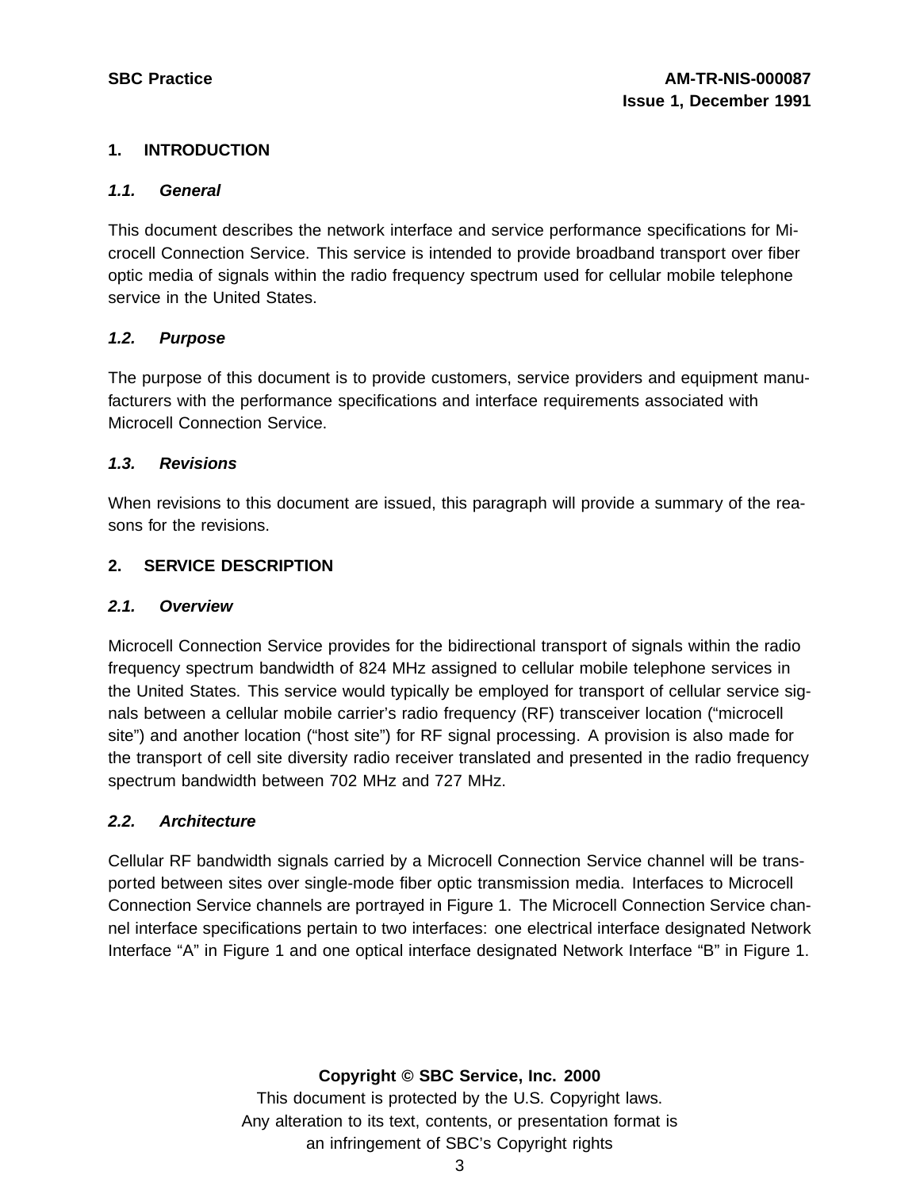# 1. INTRODUCTION

## *1.1. General*

This document describes the network interface and service performance specifications for Microcell Connection Service. This service is intended to provide broadband transport over fiber optic media of signals within the radio frequency spectrum used for cellular mobile telephone service in the United States.

## *1.2. Purpose*

The purpose of this document is to provide customers, service providers and equipment manufacturers with the performance specifications and interface requirements associated with Microcell Connection Service.

## *1.3. Revisions*

When revisions to this document are issued, this paragraph will provide a summary of the reasons for the revisions.

# 2. SERVICE DESCRIPTION

## *2.1. Overview*

Microcell Connection Service provides for the bidirectional transport of signals within the radio frequency spectrum bandwidth of 824 MHz assigned to cellular mobile telephone services in the United States. This service would typically be employed for transport of cellular service signals between a cellular mobile carrier's radio frequency (RF) transceiver location ("microcell site") and another location ("host site") for RF signal processing. A provision is also made for the transport of cell site diversity radio receiver translated and presented in the radio frequency spectrum bandwidth between 702 MHz and 727 MHz.

## *2.2. Architecture*

Cellular RF bandwidth signals carried by a Microcell Connection Service channel will be transported between sites over single-mode fiber optic transmission media. Interfaces to Microcell Connection Service channels are portrayed in Figure 1. The Microcell Connection Service channel interface specifications pertain to two interfaces: one electrical interface designated Network Interface "A" in Figure 1 and one optical interface designated Network Interface "B" in Figure 1.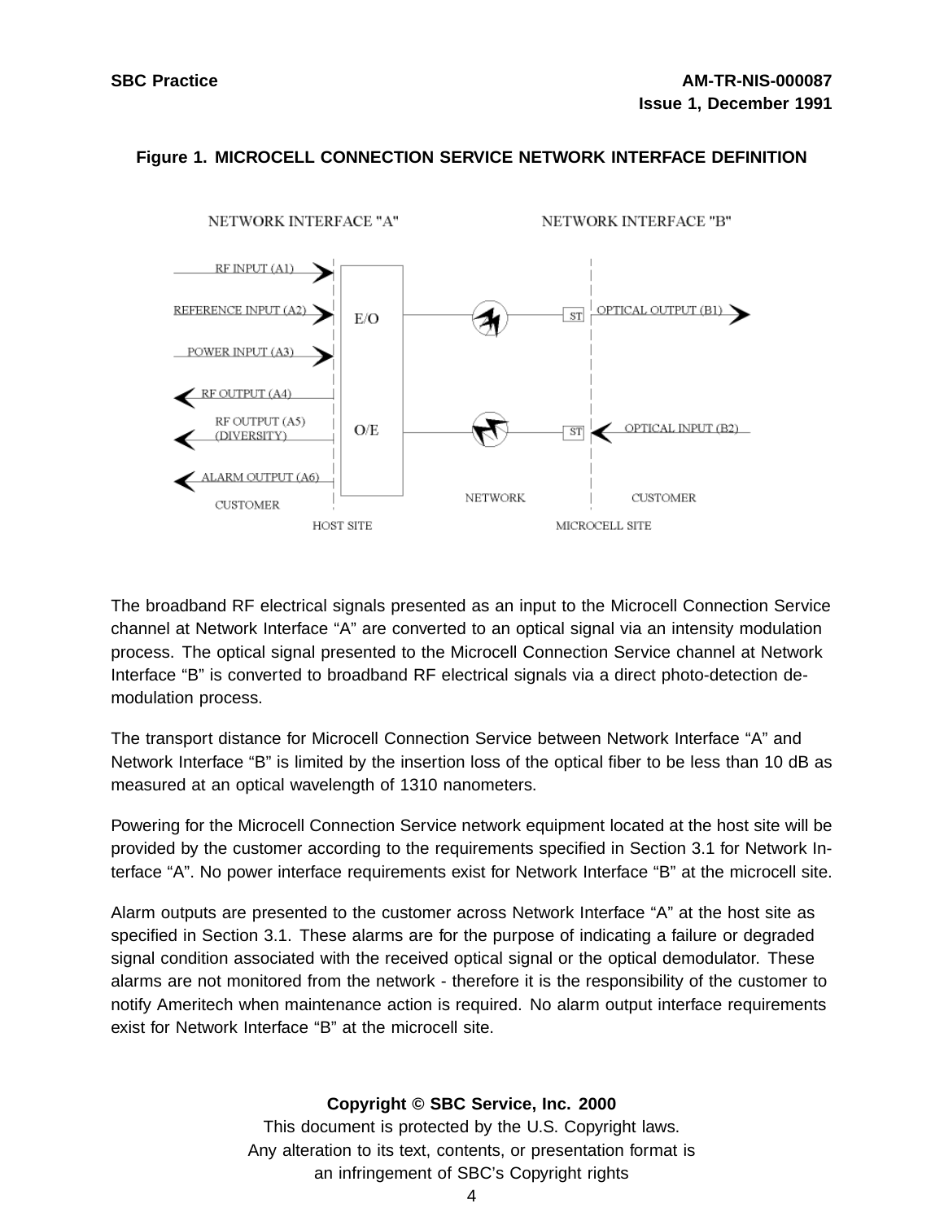**Figure 1. MICROCELL CONNECTION SERVICE NETWORK INTERFACE DEFINITION**

The broadband RF electrical signals presented as an input to the Microcell Connection Service channel at Network Interface “A” are converted to an optical signal via an intensity modulation process. The optical signal presented to the Microcell Connection Service channel at Network Interface “B” is converted to broadband RF electrical signals via a direct photo-detection de-modulation process.

The transport distance for Microcell Connection Service between Network Interface “A” and Network Interface “B” is limited by the insertion loss of the optical fiber to be less than 10 dB as measured at an optical wavelength of 1310 nanometers.

Powering for the Microcell Connection Service network equipment located at the host site will be provided by the customer according to the requirements specified in Section 3.1 for Network Interface “A”. No power interface requirements exist for Network Interface “B” at the microcell site.

Alarm outputs are presented to the customer across Network Interface “A” at the host site as specified in Section 3.1. These alarms are for the purpose of indicating a failure or degraded signal condition associated with the received optical signal or the optical demodulator. These alarms are not monitored from the network - therefore it is the responsibility of the customer to notify Ameritech when maintenance action is required. No alarm output interface requirements exist for Network Interface “B” at the microcell site.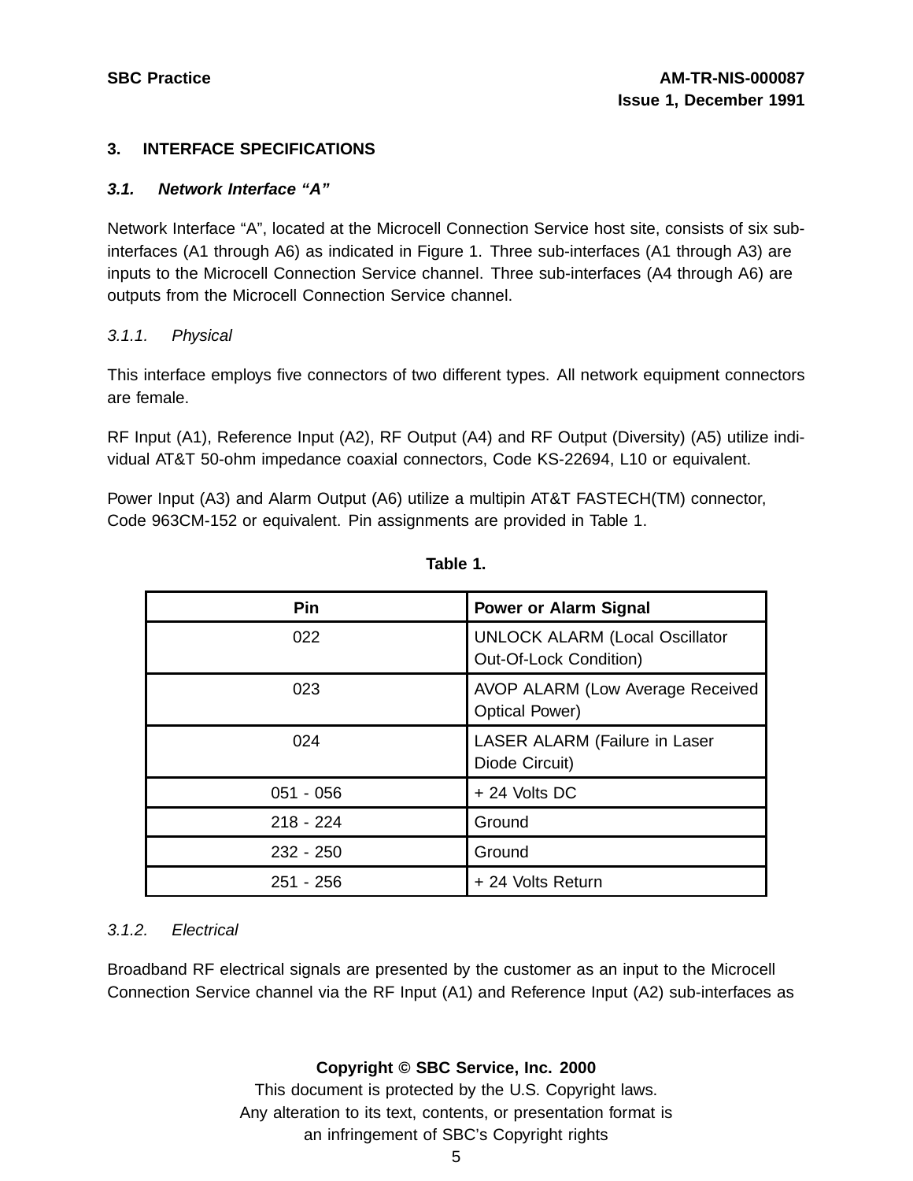## 3. INTERFACE SPECIFICATIONS

### *3.1. Network Interface "A"*

Network Interface "A", located at the Microcell Connection Service host site, consists of six sub-interfaces (A1 through A6) as indicated in Figure 1. Three sub-interfaces (A1 through A3) are inputs to the Microcell Connection Service channel. Three sub-interfaces (A4 through A6) are outputs from the Microcell Connection Service channel.

#### *3.1.1. Physical*

This interface employs five connectors of two different types. All network equipment connectors are female.

RF Input (A1), Reference Input (A2), RF Output (A4) and RF Output (Diversity) (A5) utilize individual AT&T 50-ohm impedance coaxial connectors, Code KS-22694, L10 or equivalent.

Power Input (A3) and Alarm Output (A6) utilize a multipin AT&T FASTECH(TM) connector, Code 963CM-152 or equivalent. Pin assignments are provided in Table 1.

**Table 1.**

| Pin | Power or Alarm Signal |
|---|---|
| 022 | UNLOCK ALARM (Local Oscillator Out-Of-Lock Condition) |
| 023 | AVOP ALARM (Low Average Received Optical Power) |
| 024 | LASER ALARM (Failure in Laser Diode Circuit) |
| 051 - 056 | + 24 Volts DC |
| 218 - 224 | Ground |
| 232 - 250 | Ground |
| 251 - 256 | + 24 Volts Return |

#### *3.1.2. Electrical*

Broadband RF electrical signals are presented by the customer as an input to the Microcell Connection Service channel via the RF Input (A1) and Reference Input (A2) sub-interfaces as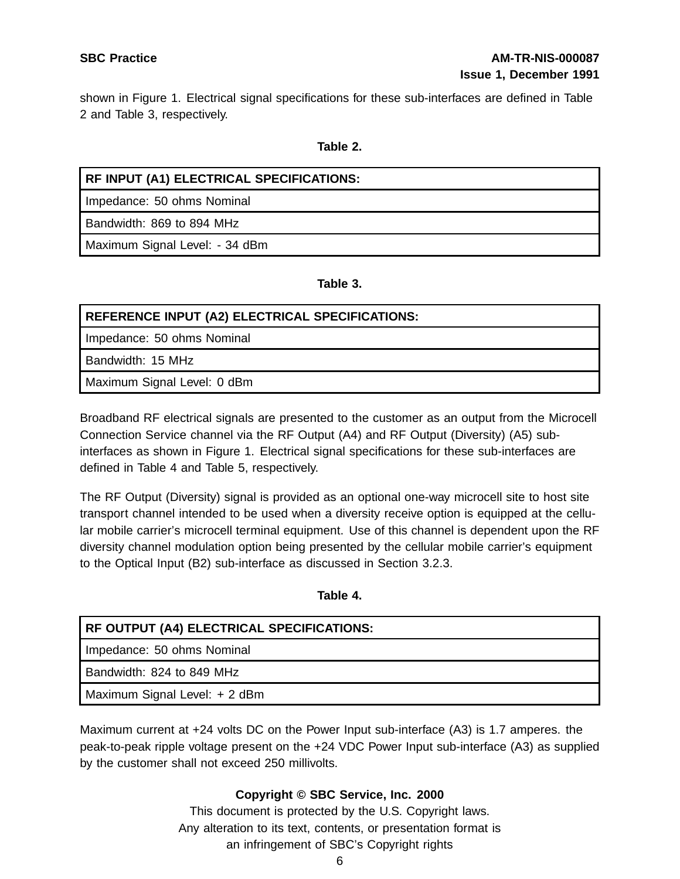shown in Figure 1. Electrical signal specifications for these sub-interfaces are defined in Table 2 and Table 3, respectively.

**Table 2.**

| RF INPUT (A1) ELECTRICAL SPECIFICATIONS: |
|---|
| Impedance: 50 ohms Nominal |
| Bandwidth: 869 to 894 MHz |
| Maximum Signal Level: - 34 dBm |

**Table 3.**

| REFERENCE INPUT (A2) ELECTRICAL SPECIFICATIONS: |
|---|
| Impedance: 50 ohms Nominal |
| Bandwidth: 15 MHz |
| Maximum Signal Level: 0 dBm |

Broadband RF electrical signals are presented to the customer as an output from the Microcell Connection Service channel via the RF Output (A4) and RF Output (Diversity) (A5) sub-interfaces as shown in Figure 1. Electrical signal specifications for these sub-interfaces are defined in Table 4 and Table 5, respectively.

The RF Output (Diversity) signal is provided as an optional one-way microcell site to host site transport channel intended to be used when a diversity receive option is equipped at the cellular mobile carrier's microcell terminal equipment. Use of this channel is dependent upon the RF diversity channel modulation option being presented by the cellular mobile carrier's equipment to the Optical Input (B2) sub-interface as discussed in Section 3.2.3.

**Table 4.**

| RF OUTPUT (A4) ELECTRICAL SPECIFICATIONS: |
|---|
| Impedance: 50 ohms Nominal |
| Bandwidth: 824 to 849 MHz |
| Maximum Signal Level: + 2 dBm |

Maximum current at +24 volts DC on the Power Input sub-interface (A3) is 1.7 amperes. the peak-to-peak ripple voltage present on the +24 VDC Power Input sub-interface (A3) as supplied by the customer shall not exceed 250 millivolts.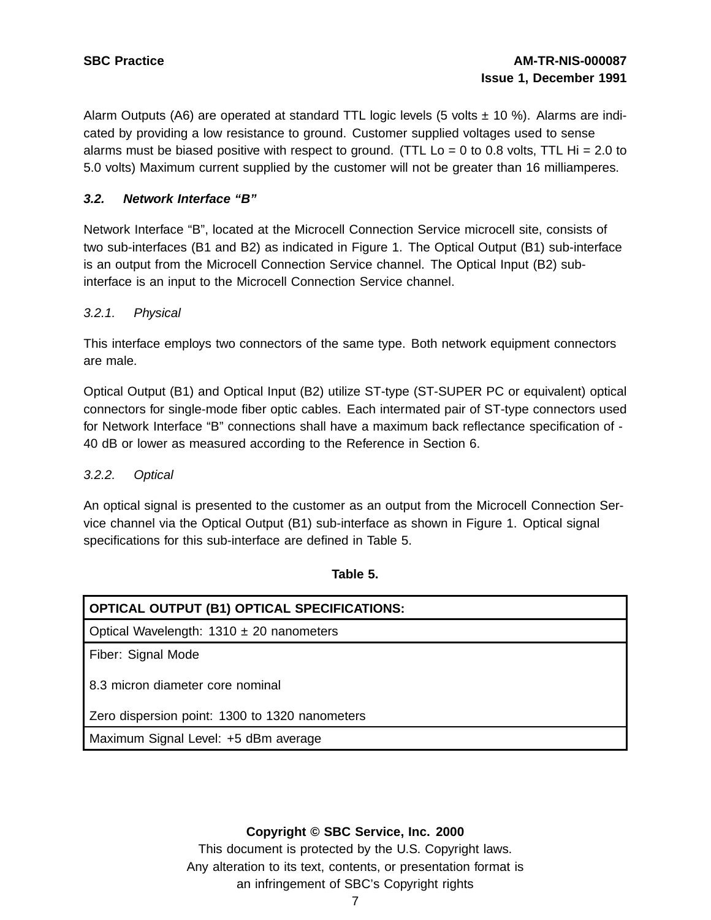Alarm Outputs (A6) are operated at standard TTL logic levels (5 volts ± 10 %). Alarms are indicated by providing a low resistance to ground. Customer supplied voltages used to sense alarms must be biased positive with respect to ground. (TTL Lo = 0 to 0.8 volts, TTL Hi = 2.0 to 5.0 volts) Maximum current supplied by the customer will not be greater than 16 milliamperes.

### *3.2. Network Interface "B"*

Network Interface "B", located at the Microcell Connection Service microcell site, consists of two sub-interfaces (B1 and B2) as indicated in Figure 1. The Optical Output (B1) sub-interface is an output from the Microcell Connection Service channel. The Optical Input (B2) sub-interface is an input to the Microcell Connection Service channel.

#### *3.2.1. Physical*

This interface employs two connectors of the same type. Both network equipment connectors are male.

Optical Output (B1) and Optical Input (B2) utilize ST-type (ST-SUPER PC or equivalent) optical connectors for single-mode fiber optic cables. Each intermated pair of ST-type connectors used for Network Interface "B" connections shall have a maximum back reflectance specification of -40 dB or lower as measured according to the Reference in Section 6.

#### *3.2.2. Optical*

An optical signal is presented to the customer as an output from the Microcell Connection Service channel via the Optical Output (B1) sub-interface as shown in Figure 1. Optical signal specifications for this sub-interface are defined in Table 5.

**Table 5.**

| **OPTICAL OUTPUT (B1) OPTICAL SPECIFICATIONS:** |
|---|
| Optical Wavelength: 1310 ± 20 nanometers |
| Fiber: Signal Mode<br><br>8.3 micron diameter core nominal<br><br>Zero dispersion point: 1300 to 1320 nanometers |
| Maximum Signal Level: +5 dBm average |

**Copyright © SBC Service, Inc. 2000**
This document is protected by the U.S. Copyright laws.
Any alteration to its text, contents, or presentation format is
an infringement of SBC's Copyright rights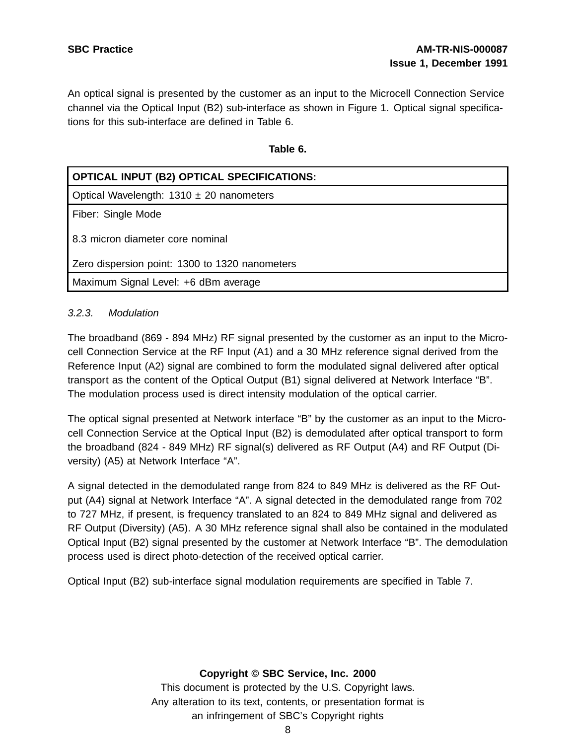An optical signal is presented by the customer as an input to the Microcell Connection Service channel via the Optical Input (B2) sub-interface as shown in Figure 1. Optical signal specifications for this sub-interface are defined in Table 6.

**Table 6.**

| OPTICAL INPUT (B2) OPTICAL SPECIFICATIONS: |
|---|
| Optical Wavelength: 1310 ± 20 nanometers |
| Fiber: Single Mode<br><br>8.3 micron diameter core nominal<br><br>Zero dispersion point: 1300 to 1320 nanometers |
| Maximum Signal Level: +6 dBm average |

### *3.2.3. Modulation*

The broadband (869 - 894 MHz) RF signal presented by the customer as an input to the Microcell Connection Service at the RF Input (A1) and a 30 MHz reference signal derived from the Reference Input (A2) signal are combined to form the modulated signal delivered after optical transport as the content of the Optical Output (B1) signal delivered at Network Interface “B”. The modulation process used is direct intensity modulation of the optical carrier.

The optical signal presented at Network interface “B” by the customer as an input to the Microcell Connection Service at the Optical Input (B2) is demodulated after optical transport to form the broadband (824 - 849 MHz) RF signal(s) delivered as RF Output (A4) and RF Output (Diversity) (A5) at Network Interface “A”.

A signal detected in the demodulated range from 824 to 849 MHz is delivered as the RF Output (A4) signal at Network Interface “A”. A signal detected in the demodulated range from 702 to 727 MHz, if present, is frequency translated to an 824 to 849 MHz signal and delivered as RF Output (Diversity) (A5). A 30 MHz reference signal shall also be contained in the modulated Optical Input (B2) signal presented by the customer at Network Interface “B”. The demodulation process used is direct photo-detection of the received optical carrier.

Optical Input (B2) sub-interface signal modulation requirements are specified in Table 7.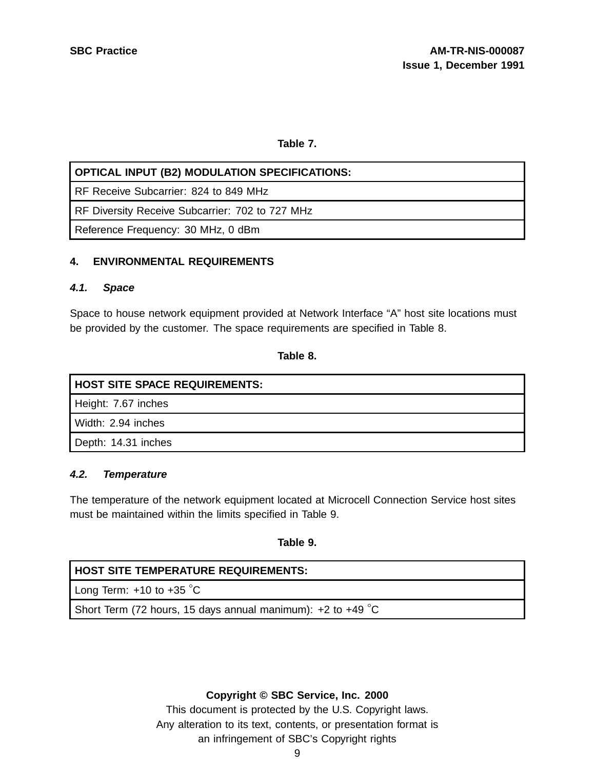Table 7.

| OPTICAL INPUT (B2) MODULATION SPECIFICATIONS: |
| --- |
| RF Receive Subcarrier: 824 to 849 MHz |
| RF Diversity Receive Subcarrier: 702 to 727 MHz |
| Reference Frequency: 30 MHz, 0 dBm |

## 4. ENVIRONMENTAL REQUIREMENTS

### *4.1. Space*

Space to house network equipment provided at Network Interface "A" host site locations must be provided by the customer. The space requirements are specified in Table 8.

Table 8.

| HOST SITE SPACE REQUIREMENTS: |
| --- |
| Height: 7.67 inches |
| Width: 2.94 inches |
| Depth: 14.31 inches |

### *4.2. Temperature*

The temperature of the network equipment located at Microcell Connection Service host sites must be maintained within the limits specified in Table 9.

Table 9.

| HOST SITE TEMPERATURE REQUIREMENTS: |
| --- |
| Long Term: +10 to +35 °C |
| Short Term (72 hours, 15 days annual manimum): +2 to +49 °C |

**Copyright © SBC Service, Inc. 2000**

This document is protected by the U.S. Copyright laws.
Any alteration to its text, contents, or presentation format is an infringement of SBC's Copyright rights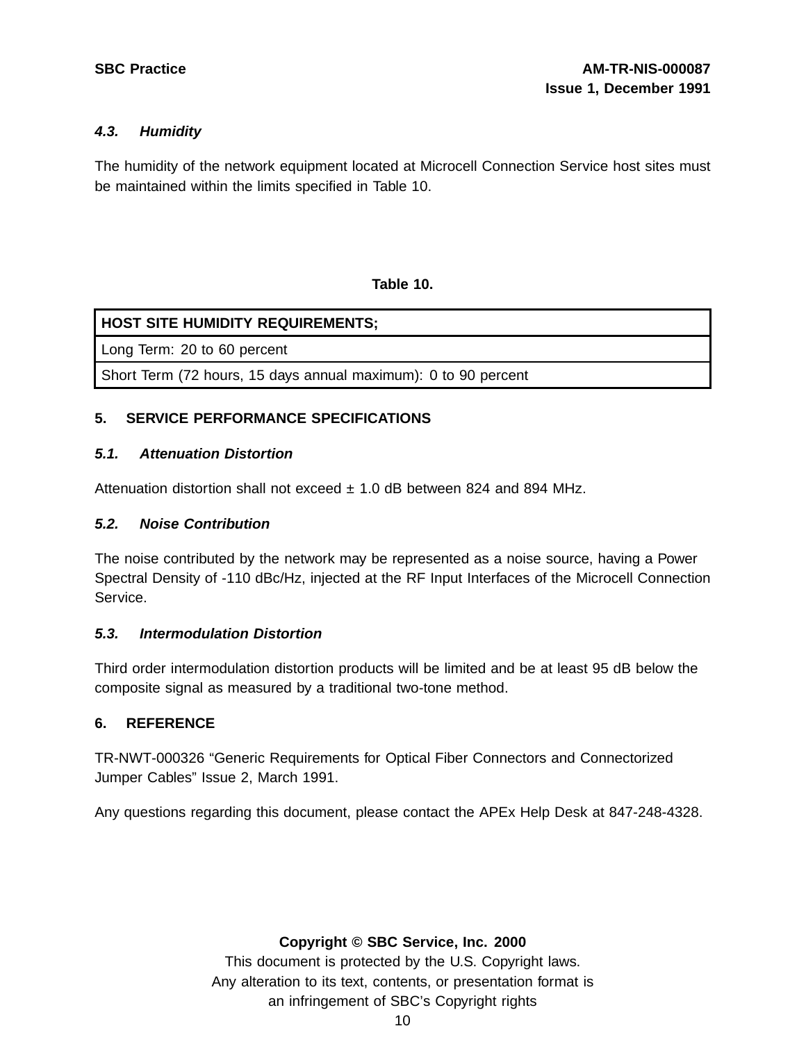#### *4.3. Humidity*

The humidity of the network equipment located at Microcell Connection Service host sites must be maintained within the limits specified in Table 10.

**Table 10.**

| **HOST SITE HUMIDITY REQUIREMENTS;** |
|---|
| Long Term: 20 to 60 percent |
| Short Term (72 hours, 15 days annual maximum): 0 to 90 percent |

## 5. SERVICE PERFORMANCE SPECIFICATIONS

#### *5.1. Attenuation Distortion*

Attenuation distortion shall not exceed ± 1.0 dB between 824 and 894 MHz.

#### *5.2. Noise Contribution*

The noise contributed by the network may be represented as a noise source, having a Power Spectral Density of -110 dBc/Hz, injected at the RF Input Interfaces of the Microcell Connection Service.

#### *5.3. Intermodulation Distortion*

Third order intermodulation distortion products will be limited and be at least 95 dB below the composite signal as measured by a traditional two-tone method.

## 6. REFERENCE

TR-NWT-000326 "Generic Requirements for Optical Fiber Connectors and Connectorized Jumper Cables" Issue 2, March 1991.

Any questions regarding this document, please contact the APEx Help Desk at 847-248-4328.

**Copyright © SBC Service, Inc. 2000**

This document is protected by the U.S. Copyright laws.
Any alteration to its text, contents, or presentation format is an infringement of SBC's Copyright rights